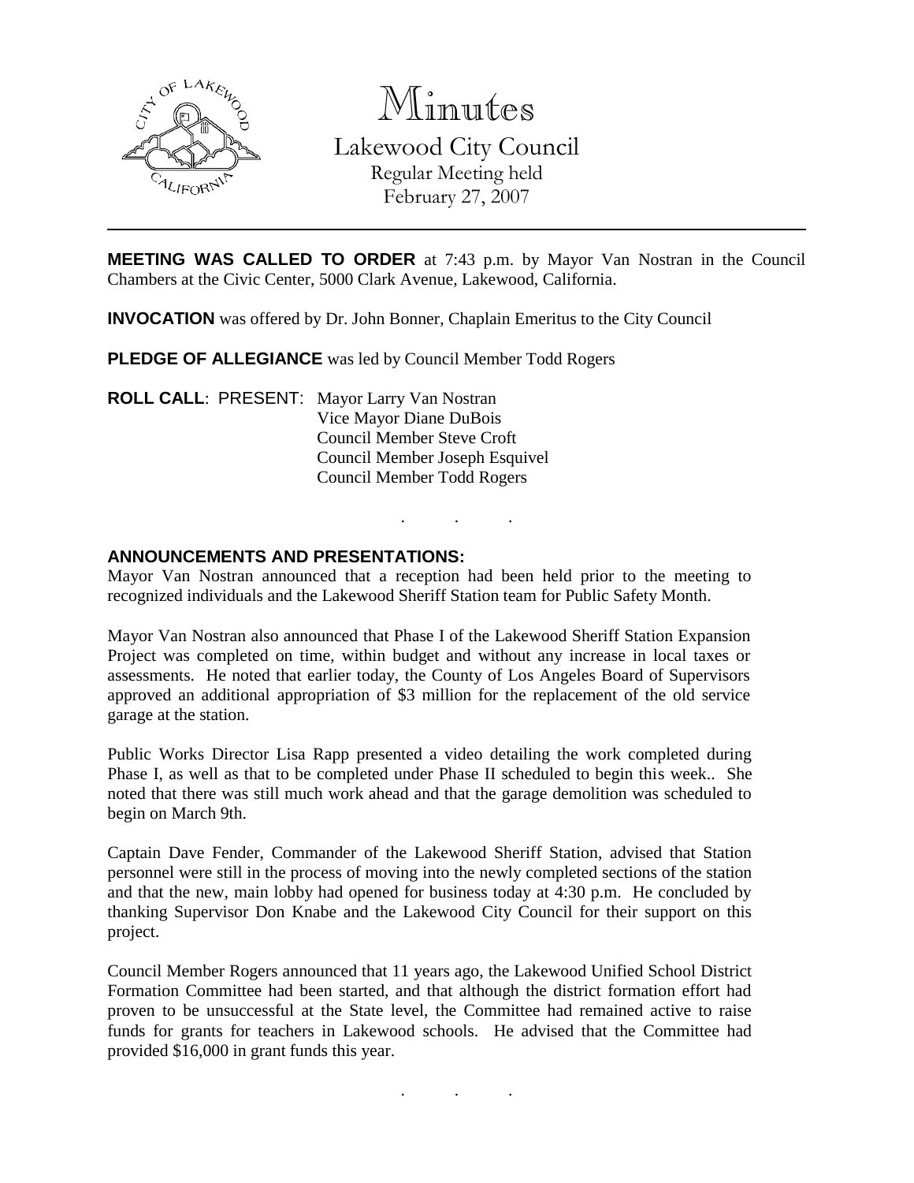# Minutes

## Lakewood City Council

Regular Meeting held
February 27, 2007

---

**MEETING WAS CALLED TO ORDER** at 7:43 p.m. by Mayor Van Nostran in the Council Chambers at the Civic Center, 5000 Clark Avenue, Lakewood, California.

**INVOCATION** was offered by Dr. John Bonner, Chaplain Emeritus to the City Council

**PLEDGE OF ALLEGIANCE** was led by Council Member Todd Rogers

**ROLL CALL**: PRESENT: Mayor Larry Van Nostran
Vice Mayor Diane DuBois
Council Member Steve Croft
Council Member Joseph Esquivel
Council Member Todd Rogers

. . .

**ANNOUNCEMENTS AND PRESENTATIONS:**

Mayor Van Nostran announced that a reception had been held prior to the meeting to recognized individuals and the Lakewood Sheriff Station team for Public Safety Month.

Mayor Van Nostran also announced that Phase I of the Lakewood Sheriff Station Expansion Project was completed on time, within budget and without any increase in local taxes or assessments. He noted that earlier today, the County of Los Angeles Board of Supervisors approved an additional appropriation of $3 million for the replacement of the old service garage at the station.

Public Works Director Lisa Rapp presented a video detailing the work completed during Phase I, as well as that to be completed under Phase II scheduled to begin this week.. She noted that there was still much work ahead and that the garage demolition was scheduled to begin on March 9th.

Captain Dave Fender, Commander of the Lakewood Sheriff Station, advised that Station personnel were still in the process of moving into the newly completed sections of the station and that the new, main lobby had opened for business today at 4:30 p.m. He concluded by thanking Supervisor Don Knabe and the Lakewood City Council for their support on this project.

Council Member Rogers announced that 11 years ago, the Lakewood Unified School District Formation Committee had been started, and that although the district formation effort had proven to be unsuccessful at the State level, the Committee had remained active to raise funds for grants for teachers in Lakewood schools. He advised that the Committee had provided $16,000 in grant funds this year.

. . .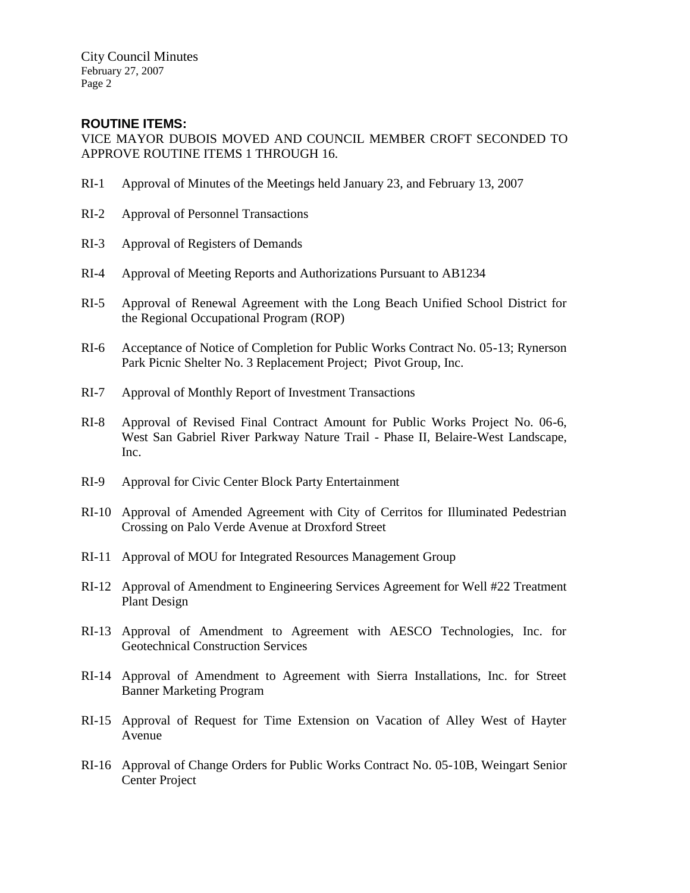## ROUTINE ITEMS:

VICE MAYOR DUBOIS MOVED AND COUNCIL MEMBER CROFT SECONDED TO APPROVE ROUTINE ITEMS 1 THROUGH 16.

RI-1 Approval of Minutes of the Meetings held January 23, and February 13, 2007

RI-2 Approval of Personnel Transactions

RI-3 Approval of Registers of Demands

RI-4 Approval of Meeting Reports and Authorizations Pursuant to AB1234

RI-5 Approval of Renewal Agreement with the Long Beach Unified School District for the Regional Occupational Program (ROP)

RI-6 Acceptance of Notice of Completion for Public Works Contract No. 05-13; Rynerson Park Picnic Shelter No. 3 Replacement Project; Pivot Group, Inc.

RI-7 Approval of Monthly Report of Investment Transactions

RI-8 Approval of Revised Final Contract Amount for Public Works Project No. 06-6, West San Gabriel River Parkway Nature Trail - Phase II, Belaire-West Landscape, Inc.

RI-9 Approval for Civic Center Block Party Entertainment

RI-10 Approval of Amended Agreement with City of Cerritos for Illuminated Pedestrian Crossing on Palo Verde Avenue at Droxford Street

RI-11 Approval of MOU for Integrated Resources Management Group

RI-12 Approval of Amendment to Engineering Services Agreement for Well #22 Treatment Plant Design

RI-13 Approval of Amendment to Agreement with AESCO Technologies, Inc. for Geotechnical Construction Services

RI-14 Approval of Amendment to Agreement with Sierra Installations, Inc. for Street Banner Marketing Program

RI-15 Approval of Request for Time Extension on Vacation of Alley West of Hayter Avenue

RI-16 Approval of Change Orders for Public Works Contract No. 05-10B, Weingart Senior Center Project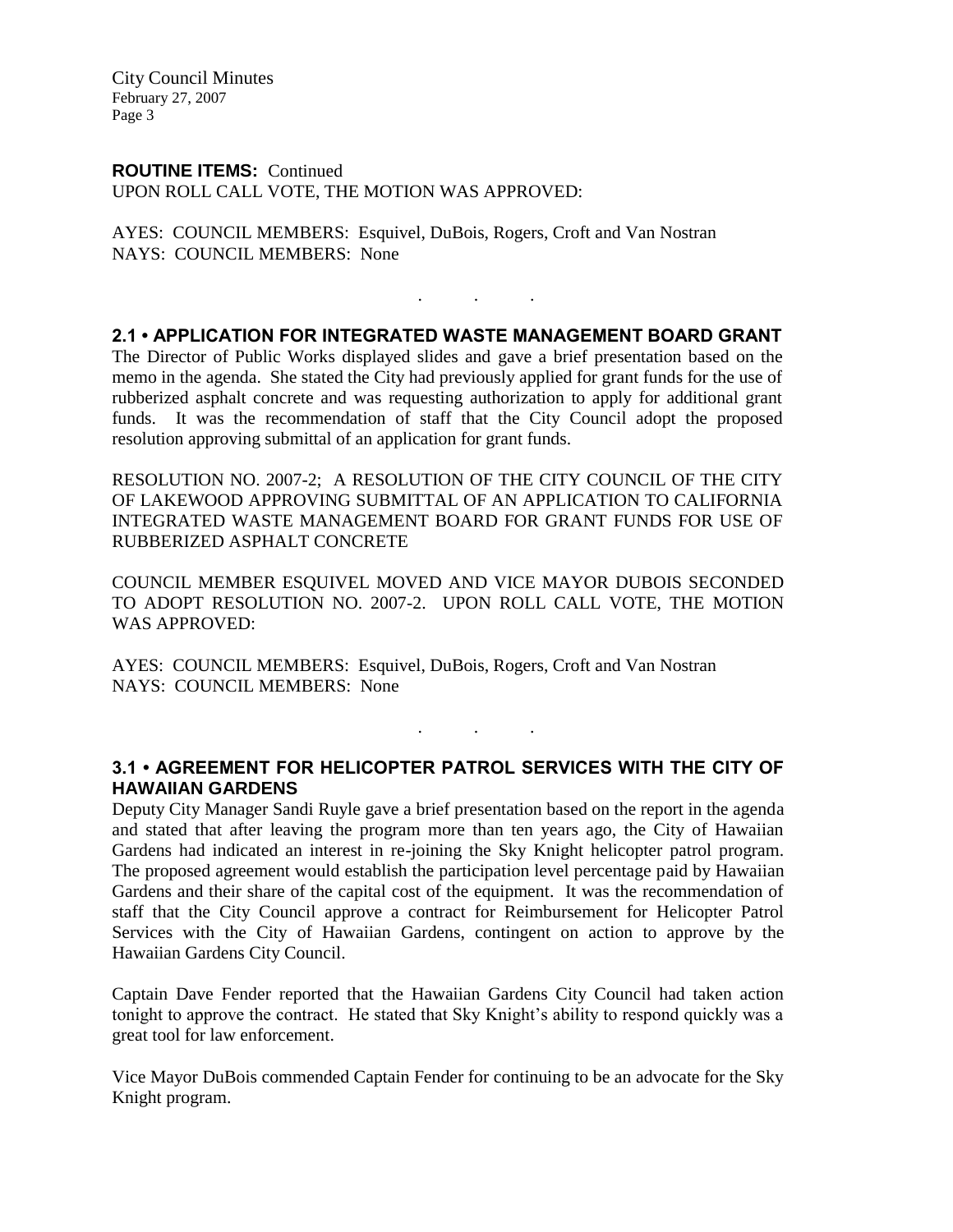**ROUTINE ITEMS:** Continued
UPON ROLL CALL VOTE, THE MOTION WAS APPROVED:

AYES: COUNCIL MEMBERS: Esquivel, DuBois, Rogers, Croft and Van Nostran
NAYS: COUNCIL MEMBERS: None

. . .

## 2.1 • APPLICATION FOR INTEGRATED WASTE MANAGEMENT BOARD GRANT

The Director of Public Works displayed slides and gave a brief presentation based on the memo in the agenda. She stated the City had previously applied for grant funds for the use of rubberized asphalt concrete and was requesting authorization to apply for additional grant funds. It was the recommendation of staff that the City Council adopt the proposed resolution approving submittal of an application for grant funds.

RESOLUTION NO. 2007-2; A RESOLUTION OF THE CITY COUNCIL OF THE CITY OF LAKEWOOD APPROVING SUBMITTAL OF AN APPLICATION TO CALIFORNIA INTEGRATED WASTE MANAGEMENT BOARD FOR GRANT FUNDS FOR USE OF RUBBERIZED ASPHALT CONCRETE

COUNCIL MEMBER ESQUIVEL MOVED AND VICE MAYOR DUBOIS SECONDED TO ADOPT RESOLUTION NO. 2007-2. UPON ROLL CALL VOTE, THE MOTION WAS APPROVED:

AYES: COUNCIL MEMBERS: Esquivel, DuBois, Rogers, Croft and Van Nostran
NAYS: COUNCIL MEMBERS: None

. . .

## 3.1 • AGREEMENT FOR HELICOPTER PATROL SERVICES WITH THE CITY OF HAWAIIAN GARDENS

Deputy City Manager Sandi Ruyle gave a brief presentation based on the report in the agenda and stated that after leaving the program more than ten years ago, the City of Hawaiian Gardens had indicated an interest in re-joining the Sky Knight helicopter patrol program. The proposed agreement would establish the participation level percentage paid by Hawaiian Gardens and their share of the capital cost of the equipment. It was the recommendation of staff that the City Council approve a contract for Reimbursement for Helicopter Patrol Services with the City of Hawaiian Gardens, contingent on action to approve by the Hawaiian Gardens City Council.

Captain Dave Fender reported that the Hawaiian Gardens City Council had taken action tonight to approve the contract. He stated that Sky Knight's ability to respond quickly was a great tool for law enforcement.

Vice Mayor DuBois commended Captain Fender for continuing to be an advocate for the Sky Knight program.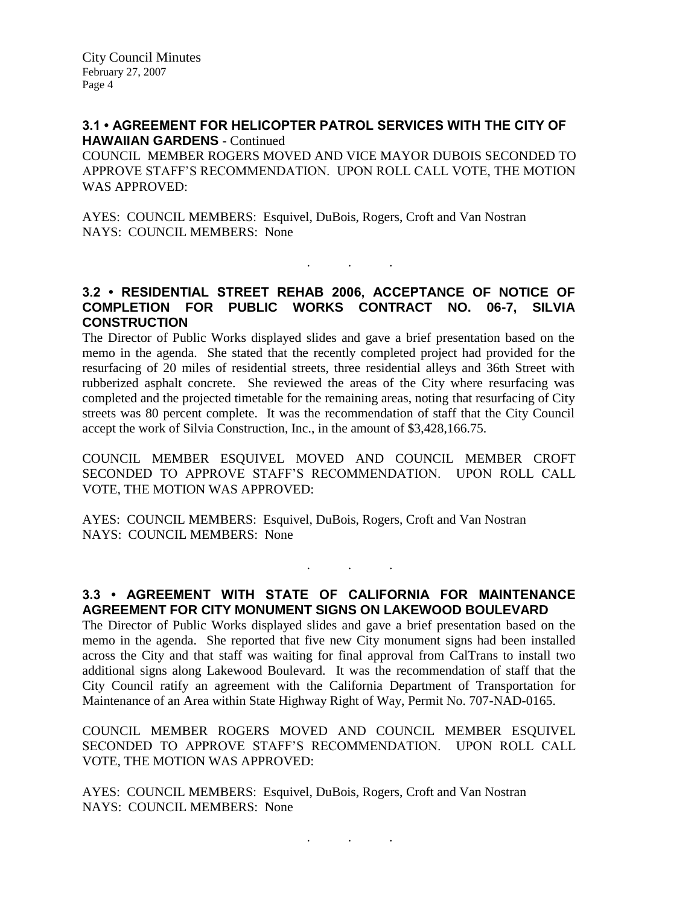### 3.1 • AGREEMENT FOR HELICOPTER PATROL SERVICES WITH THE CITY OF HAWAIIAN GARDENS - Continued

COUNCIL MEMBER ROGERS MOVED AND VICE MAYOR DUBOIS SECONDED TO APPROVE STAFF'S RECOMMENDATION. UPON ROLL CALL VOTE, THE MOTION WAS APPROVED:

AYES: COUNCIL MEMBERS: Esquivel, DuBois, Rogers, Croft and Van Nostran
NAYS: COUNCIL MEMBERS: None

. . .

### 3.2 • RESIDENTIAL STREET REHAB 2006, ACCEPTANCE OF NOTICE OF COMPLETION FOR PUBLIC WORKS CONTRACT NO. 06-7, SILVIA CONSTRUCTION

The Director of Public Works displayed slides and gave a brief presentation based on the memo in the agenda. She stated that the recently completed project had provided for the resurfacing of 20 miles of residential streets, three residential alleys and 36th Street with rubberized asphalt concrete. She reviewed the areas of the City where resurfacing was completed and the projected timetable for the remaining areas, noting that resurfacing of City streets was 80 percent complete. It was the recommendation of staff that the City Council accept the work of Silvia Construction, Inc., in the amount of $3,428,166.75.

COUNCIL MEMBER ESQUIVEL MOVED AND COUNCIL MEMBER CROFT SECONDED TO APPROVE STAFF'S RECOMMENDATION. UPON ROLL CALL VOTE, THE MOTION WAS APPROVED:

AYES: COUNCIL MEMBERS: Esquivel, DuBois, Rogers, Croft and Van Nostran
NAYS: COUNCIL MEMBERS: None

. . .

### 3.3 • AGREEMENT WITH STATE OF CALIFORNIA FOR MAINTENANCE AGREEMENT FOR CITY MONUMENT SIGNS ON LAKEWOOD BOULEVARD

The Director of Public Works displayed slides and gave a brief presentation based on the memo in the agenda. She reported that five new City monument signs had been installed across the City and that staff was waiting for final approval from CalTrans to install two additional signs along Lakewood Boulevard. It was the recommendation of staff that the City Council ratify an agreement with the California Department of Transportation for Maintenance of an Area within State Highway Right of Way, Permit No. 707-NAD-0165.

COUNCIL MEMBER ROGERS MOVED AND COUNCIL MEMBER ESQUIVEL SECONDED TO APPROVE STAFF'S RECOMMENDATION. UPON ROLL CALL VOTE, THE MOTION WAS APPROVED:

AYES: COUNCIL MEMBERS: Esquivel, DuBois, Rogers, Croft and Van Nostran
NAYS: COUNCIL MEMBERS: None

. . .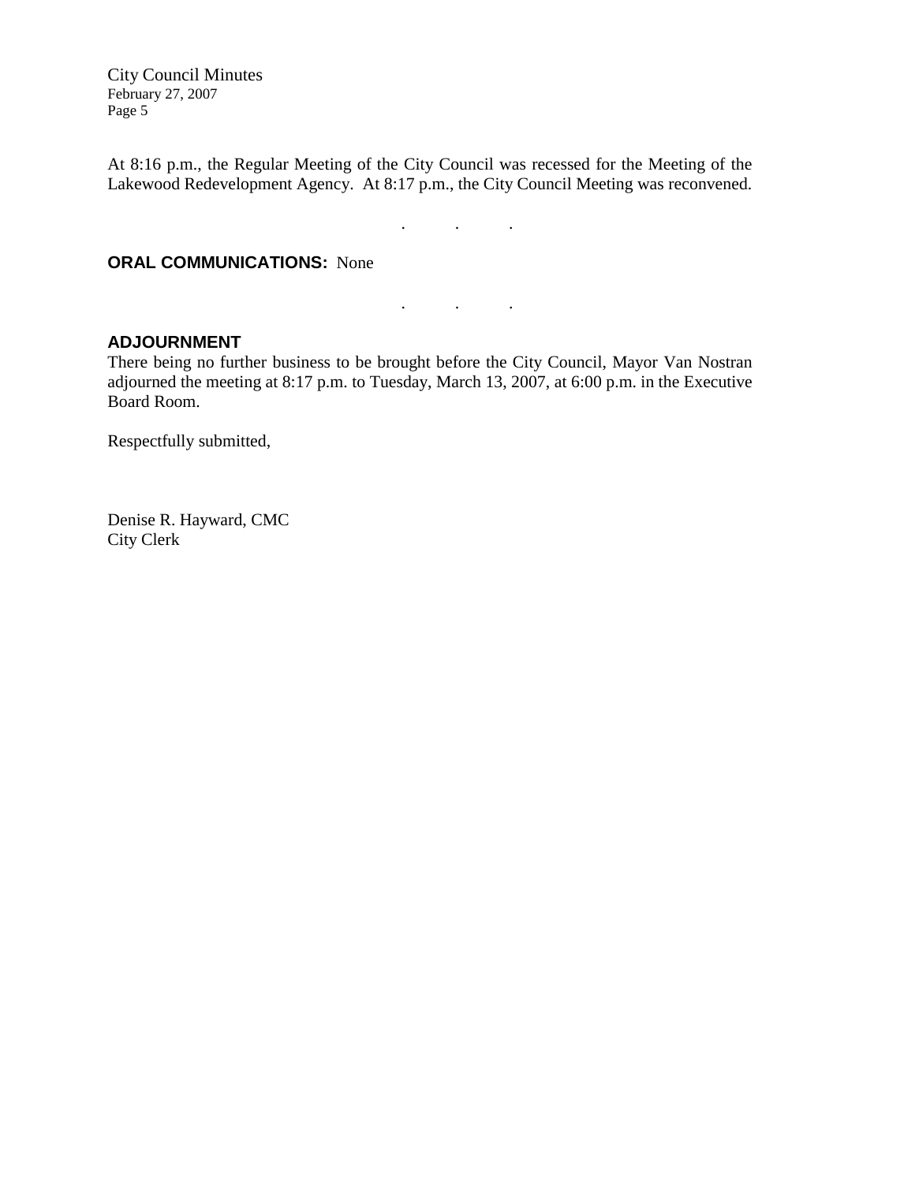At 8:16 p.m., the Regular Meeting of the City Council was recessed for the Meeting of the Lakewood Redevelopment Agency. At 8:17 p.m., the City Council Meeting was reconvened.

. . .

**ORAL COMMUNICATIONS:** None

. . .

**ADJOURNMENT**

There being no further business to be brought before the City Council, Mayor Van Nostran adjourned the meeting at 8:17 p.m. to Tuesday, March 13, 2007, at 6:00 p.m. in the Executive Board Room.

Respectfully submitted,

Denise R. Hayward, CMC
City Clerk